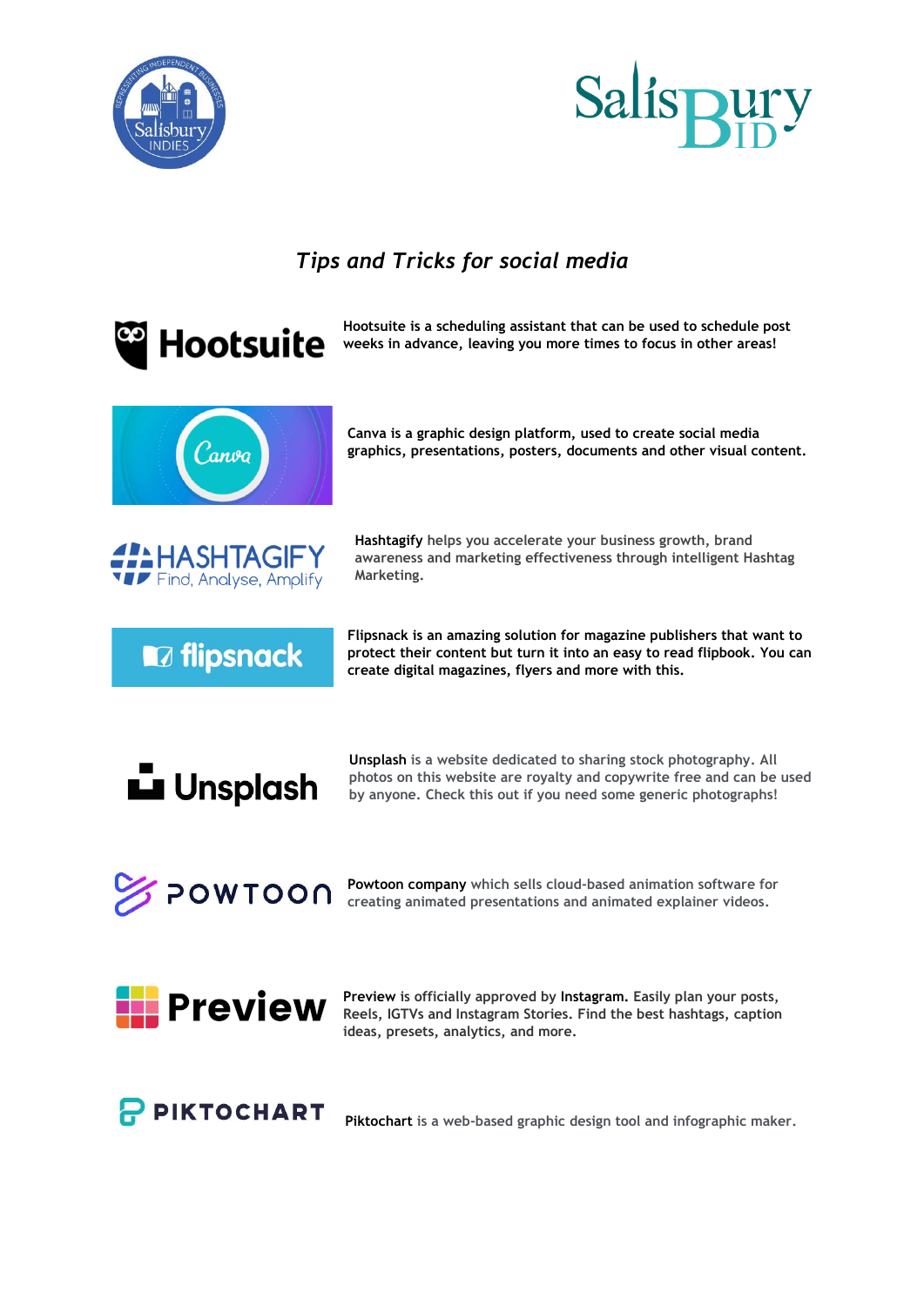*Tips and Tricks for social media*

**Hootsuite**

Hootsuite is a scheduling assistant that can be used to schedule post weeks in advance, leaving you more times to focus in other areas!

**Canva**

Canva is a graphic design platform, used to create social media graphics, presentations, posters, documents and other visual content.

**HASHTAGIFY** – Find, Analyse, Amplify

**Hashtagify** helps you accelerate your business growth, brand awareness and marketing effectiveness through intelligent Hashtag Marketing.

**flipsnack**

Flipsnack is an amazing solution for magazine publishers that want to protect their content but turn it into an easy to read flipbook. You can create digital magazines, flyers and more with this.

**Unsplash**

**Unsplash** is a website dedicated to sharing stock photography. All photos on this website are royalty and copywrite free and can be used by anyone. Check this out if you need some generic photographs!

**POWTOON**

**Powtoon company** which sells cloud-based animation software for creating animated presentations and animated explainer videos.

**Preview**

**Preview** is officially approved by **Instagram.** Easily plan your posts, Reels, IGTVs and Instagram Stories. Find the best hashtags, caption ideas, presets, analytics, and more.

**PIKTOCHART**

**Piktochart** is a web-based graphic design tool and infographic maker.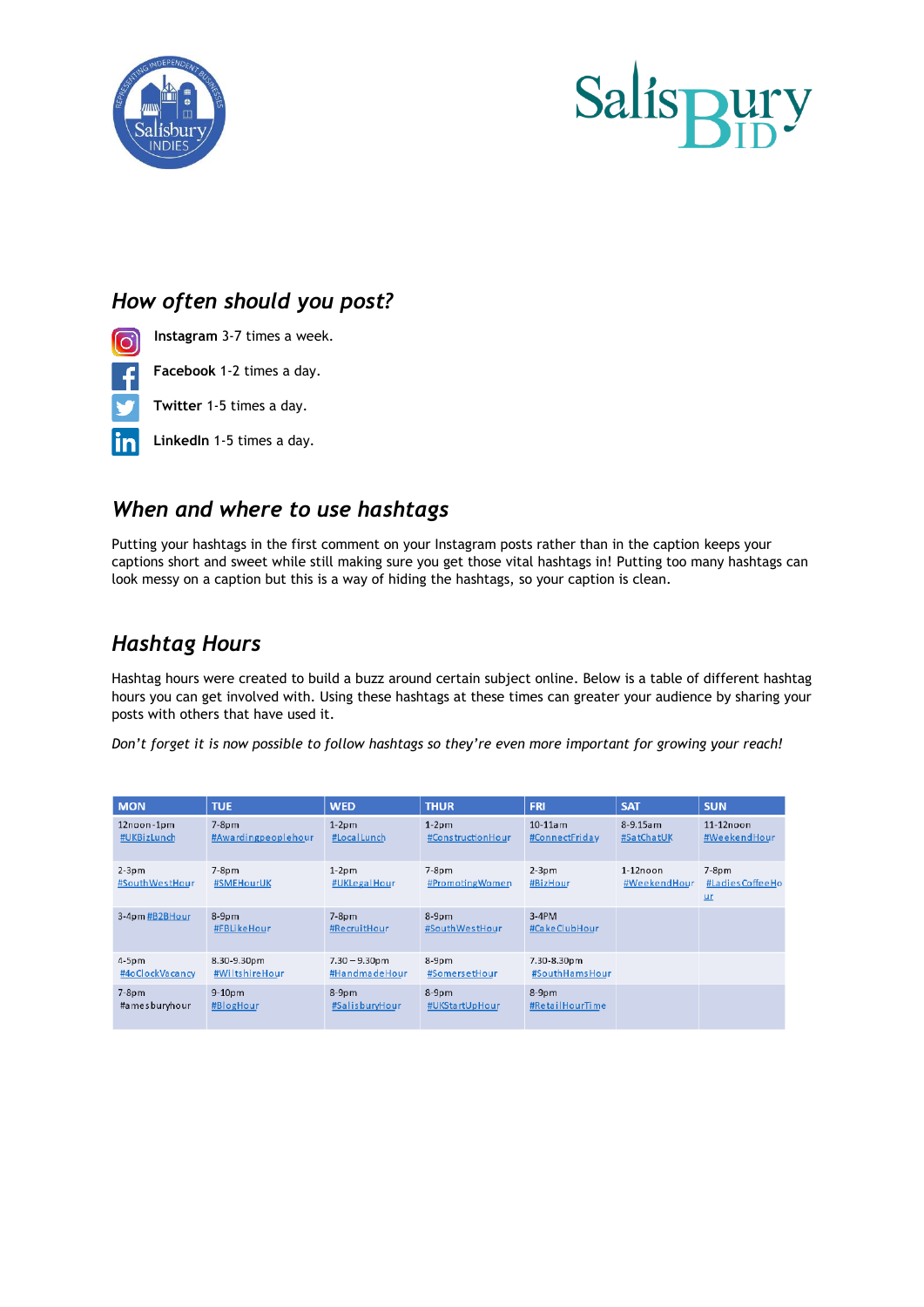## How often should you post?

**Instagram** 3-7 times a week.

**Facebook** 1-2 times a day.

**Twitter** 1-5 times a day.

**LinkedIn** 1-5 times a day.

## When and where to use hashtags

Putting your hashtags in the first comment on your Instagram posts rather than in the caption keeps your captions short and sweet while still making sure you get those vital hashtags in! Putting too many hashtags can look messy on a caption but this is a way of hiding the hashtags, so your caption is clean.

## Hashtag Hours

Hashtag hours were created to build a buzz around certain subject online. Below is a table of different hashtag hours you can get involved with. Using these hashtags at these times can greater your audience by sharing your posts with others that have used it.

*Don't forget it is now possible to follow hashtags so they're even more important for growing your reach!*

| MON | TUE | WED | THUR | FRI | SAT | SUN |
|---|---|---|---|---|---|---|
| 12noon-1pm #UKBizLunch | 7-8pm #Awardingpeoplehour | 1-2pm #LocalLunch | 1-2pm #ConstructionHour | 10-11am #ConnectFriday | 8-9.15am #SatChatUK | 11-12noon #WeekendHour |
| 2-3pm #SouthWestHour | 7-8pm #SMEHourUK | 1-2pm #UKLegalHour | 7-8pm #PromotingWomen | 2-3pm #BizHour | 1-12noon #WeekendHour | 7-8pm #LadiesCoffeeHour |
| 3-4pm #B2BHour | 8-9pm #FBLikeHour | 7-8pm #RecruitHour | 8-9pm #SouthWestHour | 3-4PM #CakeClubHour | | |
| 4-5pm #4oClockVacancy | 8.30-9.30pm #WiltshireHour | 7.30 – 9.30pm #HandmadeHour | 8-9pm #SomersetHour | 7.30-8.30pm #SouthHamsHour | | |
| 7-8pm #amesburyhour | 9-10pm #BlogHour | 8-9pm #SalisburyHour | 8-9pm #UKStartUpHour | 8-9pm #RetailHourTime | | |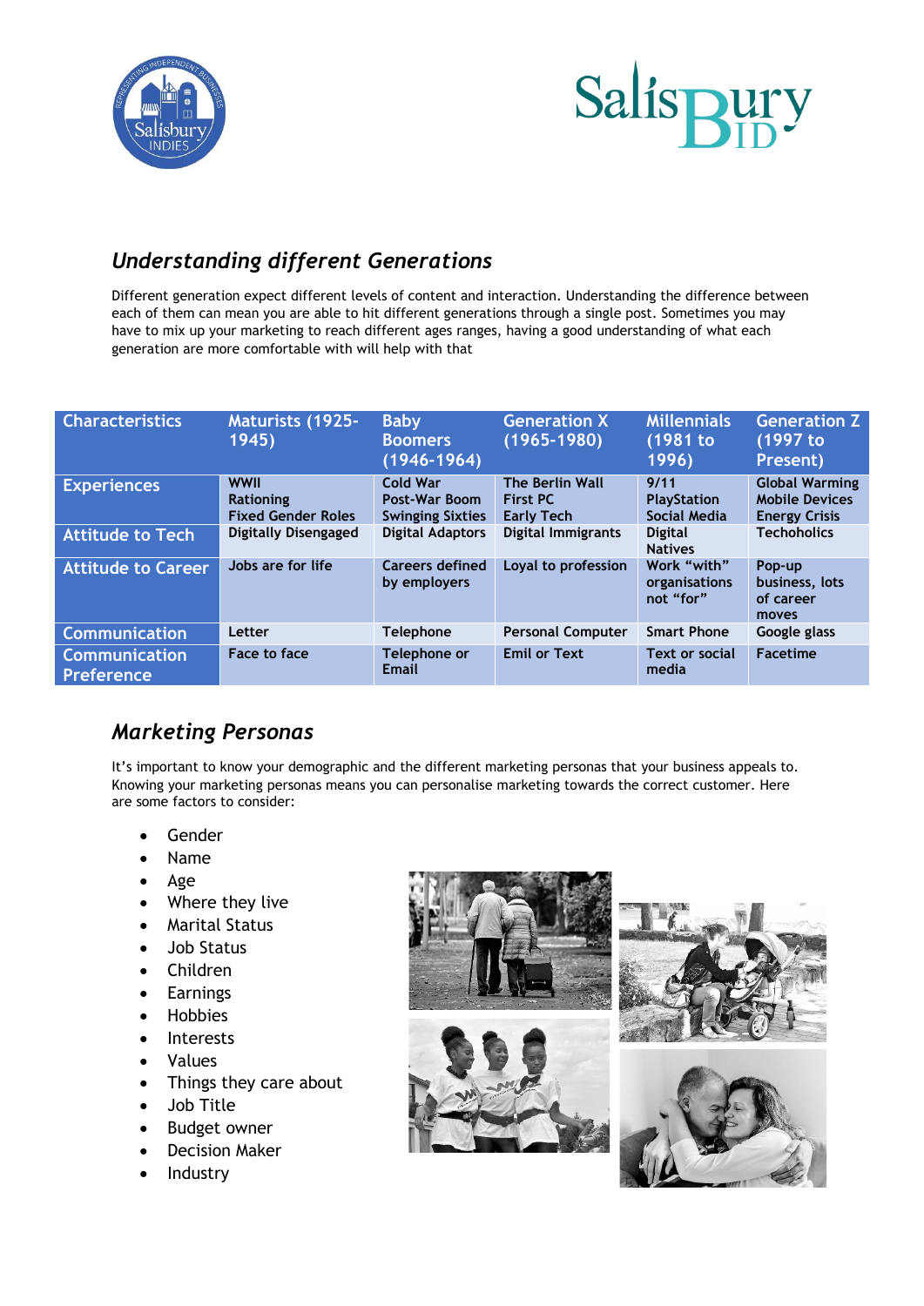## *Understanding different Generations*

Different generation expect different levels of content and interaction. Understanding the difference between each of them can mean you are able to hit different generations through a single post. Sometimes you may have to mix up your marketing to reach different ages ranges, having a good understanding of what each generation are more comfortable with will help with that

| Characteristics | Maturists (1925-1945) | Baby Boomers (1946-1964) | Generation X (1965-1980) | Millennials (1981 to 1996) | Generation Z (1997 to Present) |
|---|---|---|---|---|---|
| Experiences | WWII<br>Rationing<br>Fixed Gender Roles | Cold War<br>Post-War Boom<br>Swinging Sixties | The Berlin Wall<br>First PC<br>Early Tech | 9/11<br>PlayStation<br>Social Media | Global Warming<br>Mobile Devices<br>Energy Crisis |
| Attitude to Tech | Digitally Disengaged | Digital Adaptors | Digital Immigrants | Digital Natives | Techoholics |
| Attitude to Career | Jobs are for life | Careers defined by employers | Loyal to profession | Work "with" organisations not "for" | Pop-up business, lots of career moves |
| Communication | Letter | Telephone | Personal Computer | Smart Phone | Google glass |
| Communication Preference | Face to face | Telephone or Email | Emil or Text | Text or social media | Facetime |

## *Marketing Personas*

It's important to know your demographic and the different marketing personas that your business appeals to. Knowing your marketing personas means you can personalise marketing towards the correct customer. Here are some factors to consider:

- Gender
- Name
- Age
- Where they live
- Marital Status
- Job Status
- Children
- Earnings
- Hobbies
- Interests
- Values
- Things they care about
- Job Title
- Budget owner
- Decision Maker
- Industry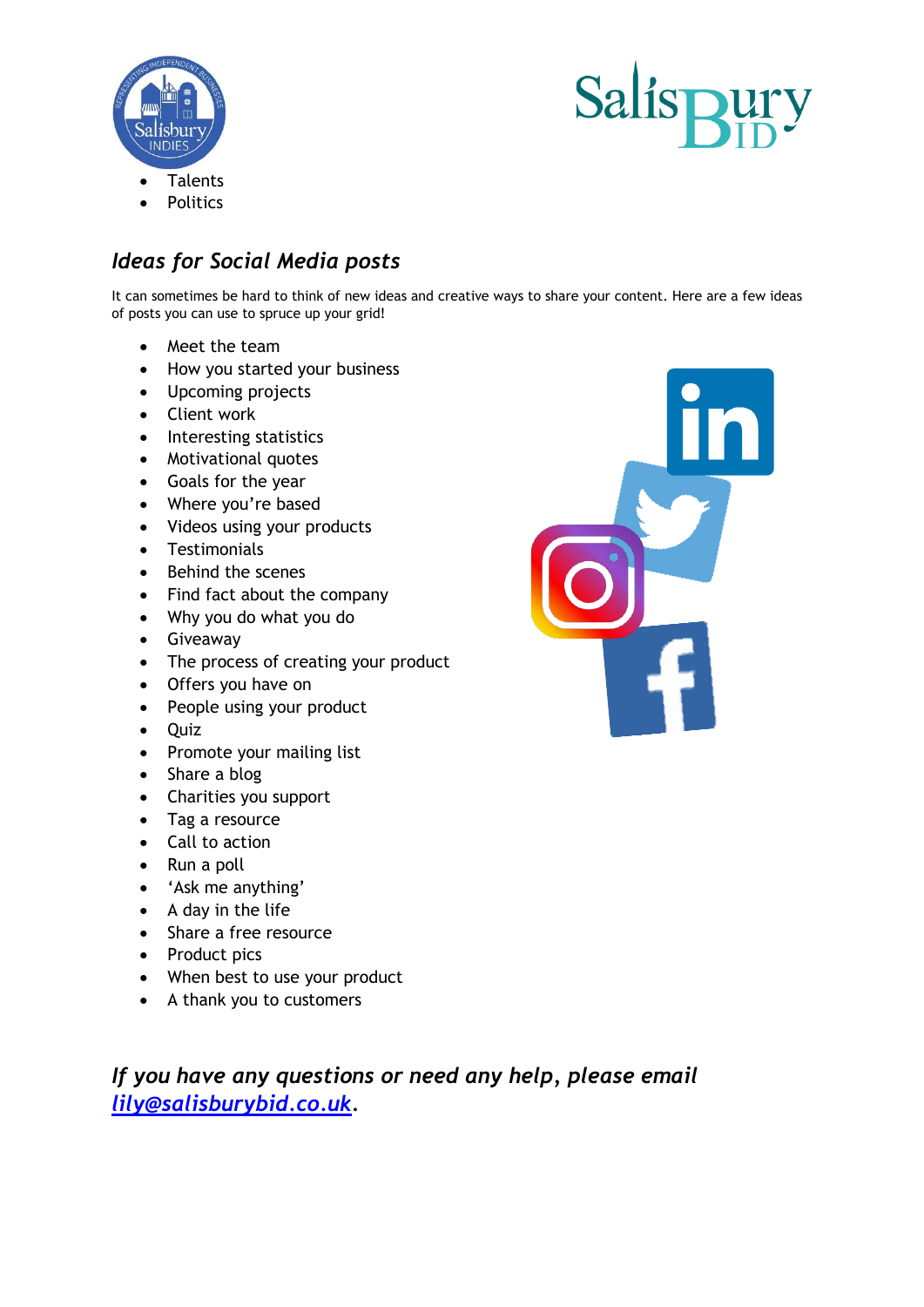- Talents
- Politics

## *Ideas for Social Media posts*

It can sometimes be hard to think of new ideas and creative ways to share your content. Here are a few ideas of posts you can use to spruce up your grid!

- Meet the team
- How you started your business
- Upcoming projects
- Client work
- Interesting statistics
- Motivational quotes
- Goals for the year
- Where you're based
- Videos using your products
- Testimonials
- Behind the scenes
- Find fact about the company
- Why you do what you do
- Giveaway
- The process of creating your product
- Offers you have on
- People using your product
- Quiz
- Promote your mailing list
- Share a blog
- Charities you support
- Tag a resource
- Call to action
- Run a poll
- 'Ask me anything'
- A day in the life
- Share a free resource
- Product pics
- When best to use your product
- A thank you to customers

***If you have any questions or need any help, please email [lily@salisburybid.co.uk](mailto:lily@salisburybid.co.uk).***